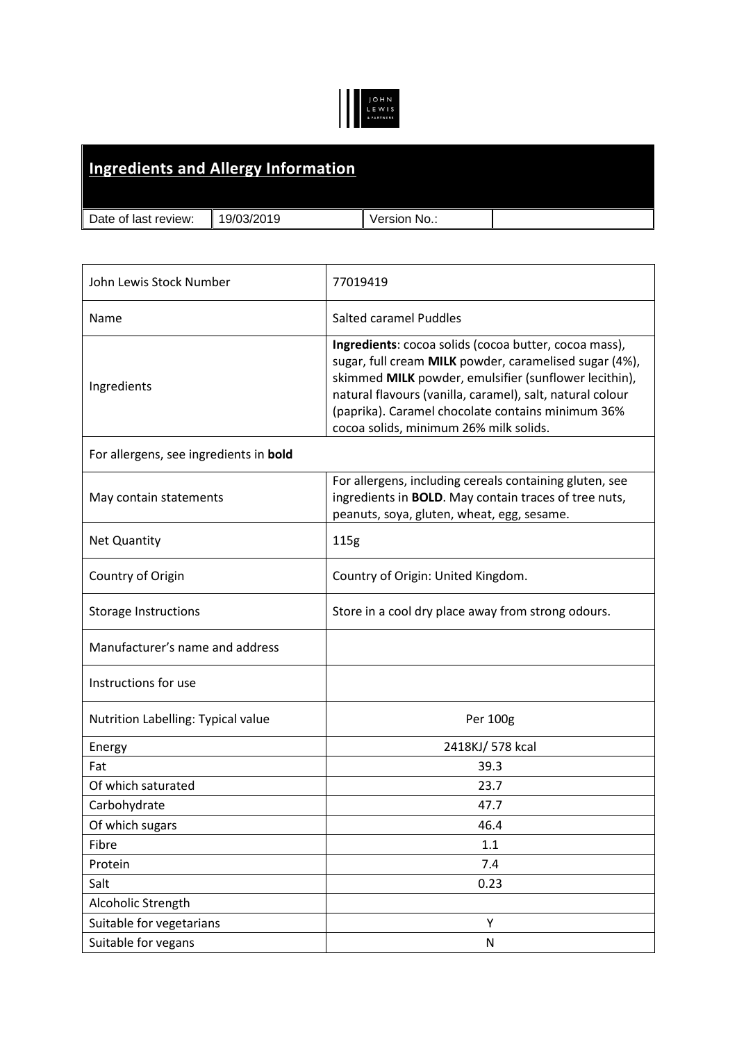## Ingredients and Allergy Information

| Date of last review: | 19/03/2019 | Version No.: | |
|---|---|---|---|

| | |
|---|---|
| John Lewis Stock Number | 77019419 |
| Name | Salted caramel Puddles |
| Ingredients | **Ingredients**: cocoa solids (cocoa butter, cocoa mass), sugar, full cream **MILK** powder, caramelised sugar (4%), skimmed **MILK** powder, emulsifier (sunflower lecithin), natural flavours (vanilla, caramel), salt, natural colour (paprika). Caramel chocolate contains minimum 36% cocoa solids, minimum 26% milk solids. |
| For allergens, see ingredients in **bold** | |
| May contain statements | For allergens, including cereals containing gluten, see ingredients in **BOLD**. May contain traces of tree nuts, peanuts, soya, gluten, wheat, egg, sesame. |
| Net Quantity | 115g |
| Country of Origin | Country of Origin: United Kingdom. |
| Storage Instructions | Store in a cool dry place away from strong odours. |
| Manufacturer's name and address | |
| Instructions for use | |
| Nutrition Labelling: Typical value | Per 100g |
| Energy | 2418KJ/ 578 kcal |
| Fat | 39.3 |
| Of which saturated | 23.7 |
| Carbohydrate | 47.7 |
| Of which sugars | 46.4 |
| Fibre | 1.1 |
| Protein | 7.4 |
| Salt | 0.23 |
| Alcoholic Strength | |
| Suitable for vegetarians | Y |
| Suitable for vegans | N |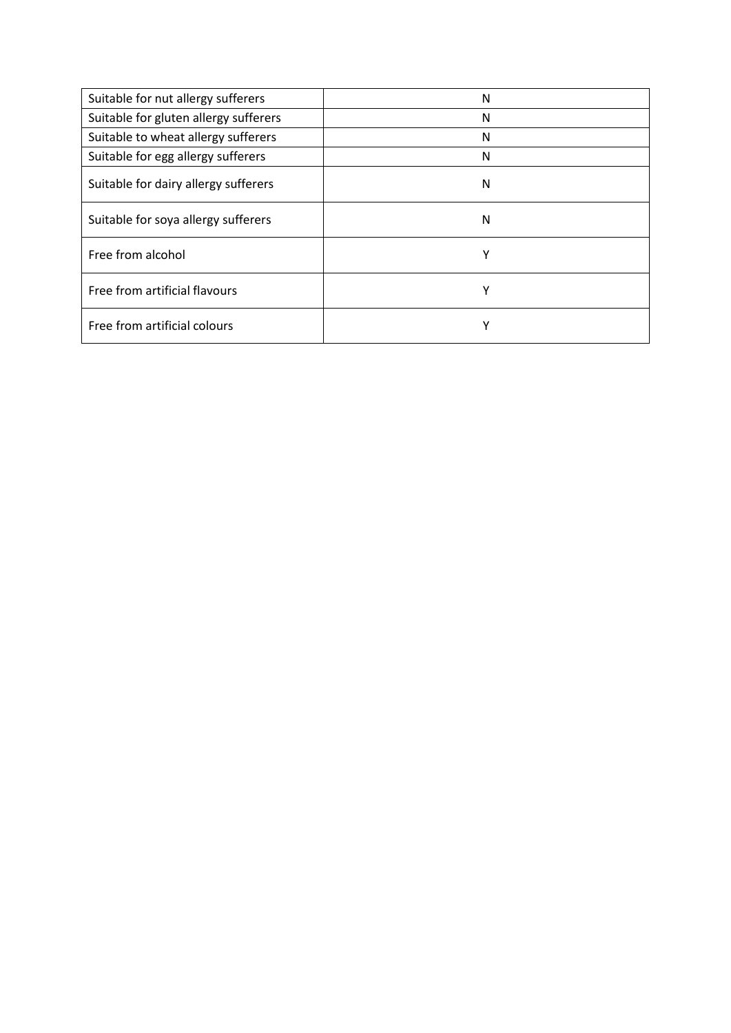| | |
|---|---|
| Suitable for nut allergy sufferers | N |
| Suitable for gluten allergy sufferers | N |
| Suitable to wheat allergy sufferers | N |
| Suitable for egg allergy sufferers | N |
| Suitable for dairy allergy sufferers | N |
| Suitable for soya allergy sufferers | N |
| Free from alcohol | Y |
| Free from artificial flavours | Y |
| Free from artificial colours | Y |